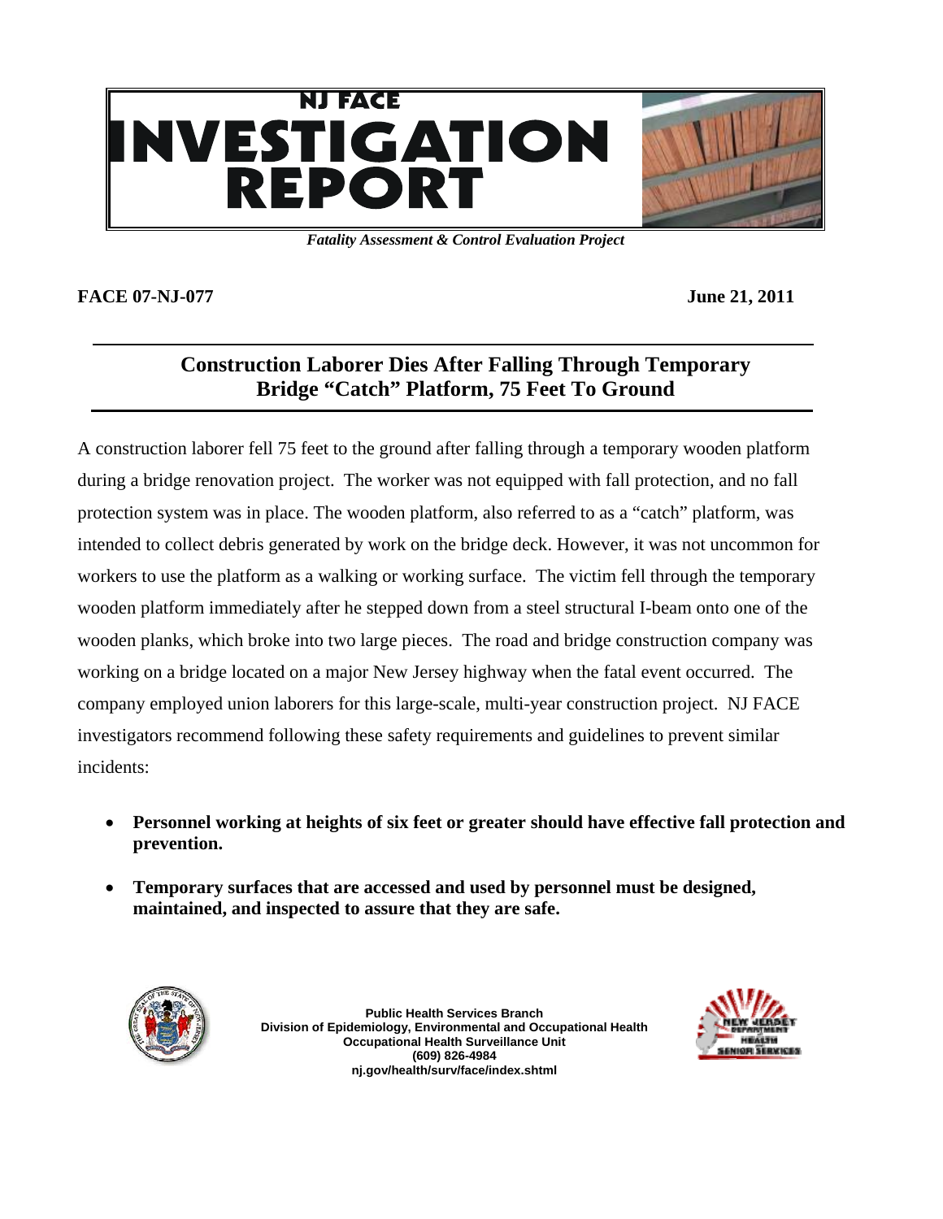# NJ FACE INVESTIGATION REPORT

*Fatality Assessment & Control Evaluation Project*

**FACE 07-NJ-077** **June 21, 2011**

## Construction Laborer Dies After Falling Through Temporary Bridge "Catch" Platform, 75 Feet To Ground

A construction laborer fell 75 feet to the ground after falling through a temporary wooden platform during a bridge renovation project. The worker was not equipped with fall protection, and no fall protection system was in place. The wooden platform, also referred to as a "catch" platform, was intended to collect debris generated by work on the bridge deck. However, it was not uncommon for workers to use the platform as a walking or working surface. The victim fell through the temporary wooden platform immediately after he stepped down from a steel structural I-beam onto one of the wooden planks, which broke into two large pieces. The road and bridge construction company was working on a bridge located on a major New Jersey highway when the fatal event occurred. The company employed union laborers for this large-scale, multi-year construction project. NJ FACE investigators recommend following these safety requirements and guidelines to prevent similar incidents:

- **Personnel working at heights of six feet or greater should have effective fall protection and prevention.**
- **Temporary surfaces that are accessed and used by personnel must be designed, maintained, and inspected to assure that they are safe.**

Public Health Services Branch
Division of Epidemiology, Environmental and Occupational Health
Occupational Health Surveillance Unit
(609) 826-4984
nj.gov/health/surv/face/index.shtml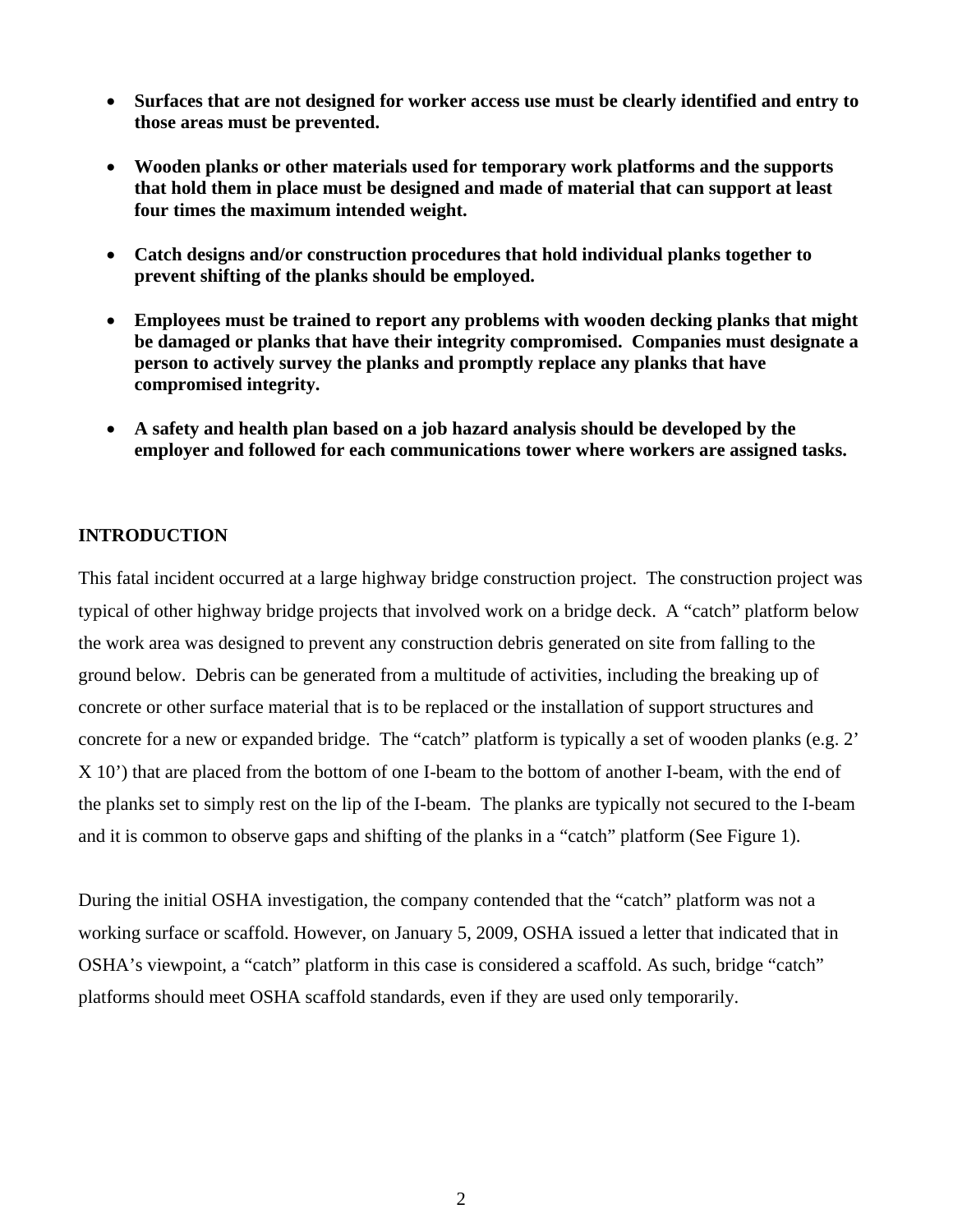- **Surfaces that are not designed for worker access use must be clearly identified and entry to those areas must be prevented.**

- **Wooden planks or other materials used for temporary work platforms and the supports that hold them in place must be designed and made of material that can support at least four times the maximum intended weight.**

- **Catch designs and/or construction procedures that hold individual planks together to prevent shifting of the planks should be employed.**

- **Employees must be trained to report any problems with wooden decking planks that might be damaged or planks that have their integrity compromised. Companies must designate a person to actively survey the planks and promptly replace any planks that have compromised integrity.**

- **A safety and health plan based on a job hazard analysis should be developed by the employer and followed for each communications tower where workers are assigned tasks.**

## INTRODUCTION

This fatal incident occurred at a large highway bridge construction project. The construction project was typical of other highway bridge projects that involved work on a bridge deck. A "catch" platform below the work area was designed to prevent any construction debris generated on site from falling to the ground below. Debris can be generated from a multitude of activities, including the breaking up of concrete or other surface material that is to be replaced or the installation of support structures and concrete for a new or expanded bridge. The "catch" platform is typically a set of wooden planks (e.g. 2' X 10') that are placed from the bottom of one I-beam to the bottom of another I-beam, with the end of the planks set to simply rest on the lip of the I-beam. The planks are typically not secured to the I-beam and it is common to observe gaps and shifting of the planks in a "catch" platform (See Figure 1).

During the initial OSHA investigation, the company contended that the "catch" platform was not a working surface or scaffold. However, on January 5, 2009, OSHA issued a letter that indicated that in OSHA's viewpoint, a "catch" platform in this case is considered a scaffold. As such, bridge "catch" platforms should meet OSHA scaffold standards, even if they are used only temporarily.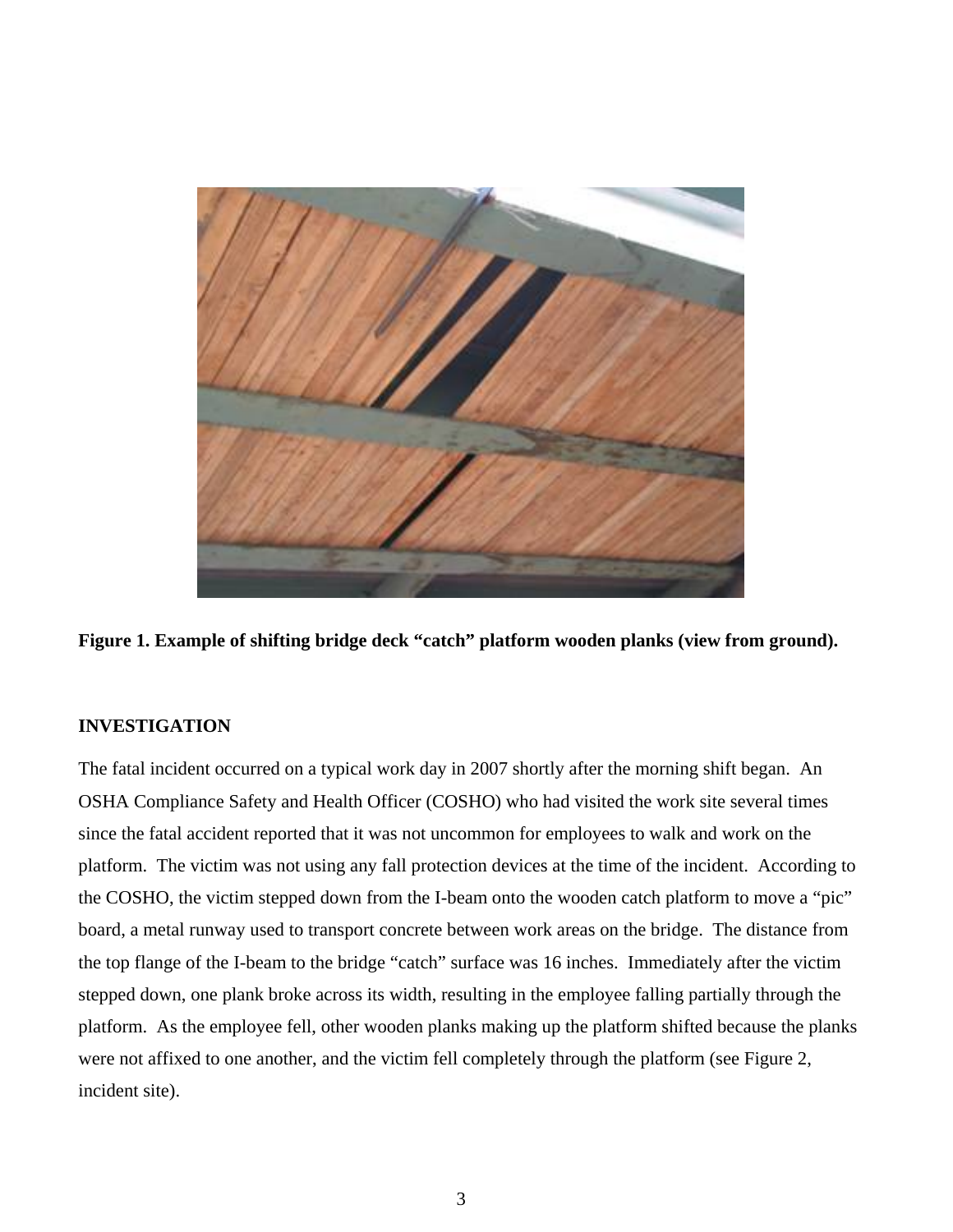**Figure 1. Example of shifting bridge deck "catch" platform wooden planks (view from ground).**

## INVESTIGATION

The fatal incident occurred on a typical work day in 2007 shortly after the morning shift began. An OSHA Compliance Safety and Health Officer (COSHO) who had visited the work site several times since the fatal accident reported that it was not uncommon for employees to walk and work on the platform. The victim was not using any fall protection devices at the time of the incident. According to the COSHO, the victim stepped down from the I-beam onto the wooden catch platform to move a "pic" board, a metal runway used to transport concrete between work areas on the bridge. The distance from the top flange of the I-beam to the bridge "catch" surface was 16 inches. Immediately after the victim stepped down, one plank broke across its width, resulting in the employee falling partially through the platform. As the employee fell, other wooden planks making up the platform shifted because the planks were not affixed to one another, and the victim fell completely through the platform (see Figure 2, incident site).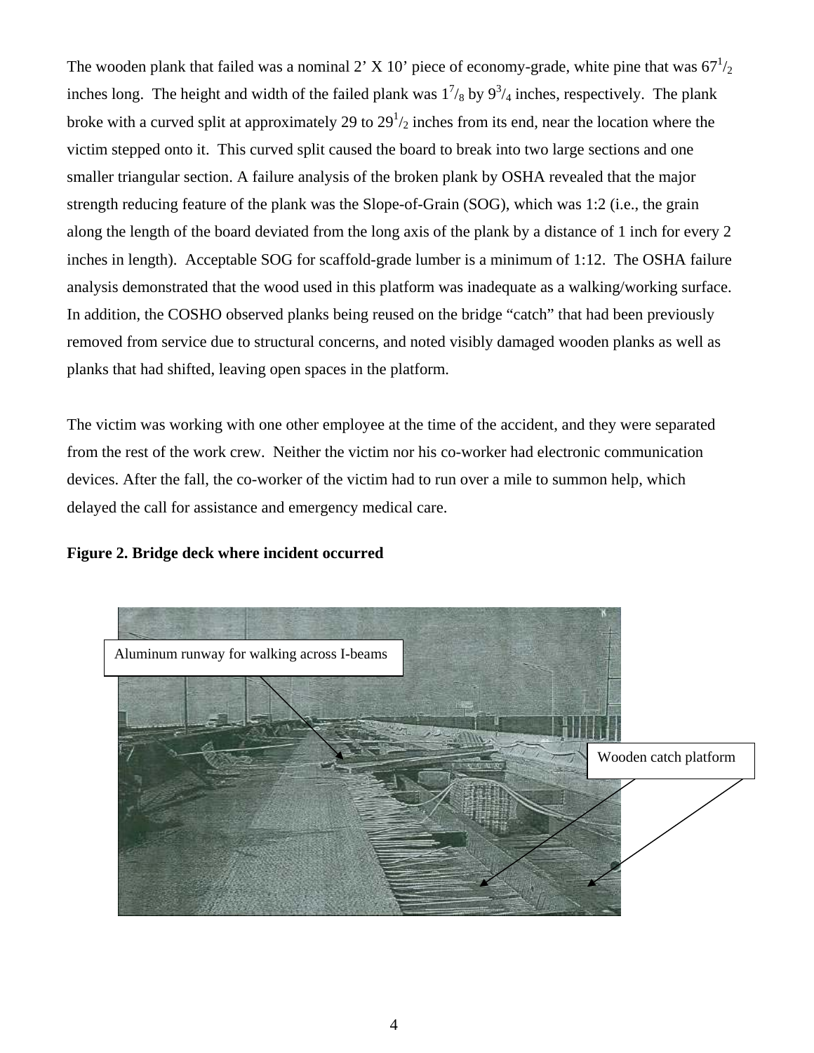The wooden plank that failed was a nominal 2' X 10' piece of economy-grade, white pine that was $67^{1}/_{2}$ inches long. The height and width of the failed plank was $1^{7}/_{8}$ by $9^{3}/_{4}$ inches, respectively. The plank broke with a curved split at approximately 29 to $29^{1}/_{2}$ inches from its end, near the location where the victim stepped onto it. This curved split caused the board to break into two large sections and one smaller triangular section. A failure analysis of the broken plank by OSHA revealed that the major strength reducing feature of the plank was the Slope-of-Grain (SOG), which was 1:2 (i.e., the grain along the length of the board deviated from the long axis of the plank by a distance of 1 inch for every 2 inches in length). Acceptable SOG for scaffold-grade lumber is a minimum of 1:12. The OSHA failure analysis demonstrated that the wood used in this platform was inadequate as a walking/working surface. In addition, the COSHO observed planks being reused on the bridge "catch" that had been previously removed from service due to structural concerns, and noted visibly damaged wooden planks as well as planks that had shifted, leaving open spaces in the platform.

The victim was working with one other employee at the time of the accident, and they were separated from the rest of the work crew. Neither the victim nor his co-worker had electronic communication devices. After the fall, the co-worker of the victim had to run over a mile to summon help, which delayed the call for assistance and emergency medical care.

**Figure 2. Bridge deck where incident occurred**

Aluminum runway for walking across I-beams

Wooden catch platform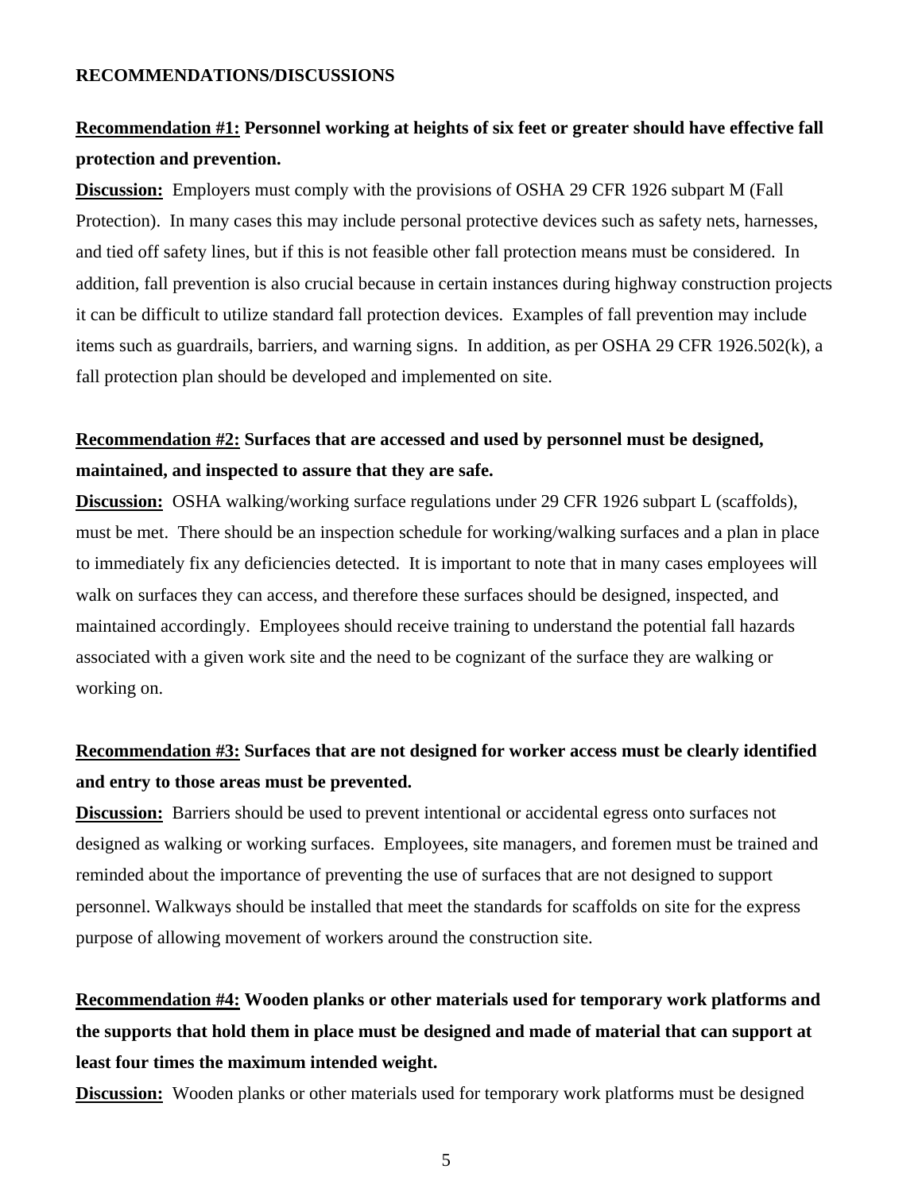**RECOMMENDATIONS/DISCUSSIONS**

**<u>Recommendation #1:</u> Personnel working at heights of six feet or greater should have effective fall protection and prevention.**

**<u>Discussion:</u>** Employers must comply with the provisions of OSHA 29 CFR 1926 subpart M (Fall Protection). In many cases this may include personal protective devices such as safety nets, harnesses, and tied off safety lines, but if this is not feasible other fall protection means must be considered. In addition, fall prevention is also crucial because in certain instances during highway construction projects it can be difficult to utilize standard fall protection devices. Examples of fall prevention may include items such as guardrails, barriers, and warning signs. In addition, as per OSHA 29 CFR 1926.502(k), a fall protection plan should be developed and implemented on site.

**<u>Recommendation #2:</u> Surfaces that are accessed and used by personnel must be designed, maintained, and inspected to assure that they are safe.**

**<u>Discussion:</u>** OSHA walking/working surface regulations under 29 CFR 1926 subpart L (scaffolds), must be met. There should be an inspection schedule for working/walking surfaces and a plan in place to immediately fix any deficiencies detected. It is important to note that in many cases employees will walk on surfaces they can access, and therefore these surfaces should be designed, inspected, and maintained accordingly. Employees should receive training to understand the potential fall hazards associated with a given work site and the need to be cognizant of the surface they are walking or working on.

**<u>Recommendation #3:</u> Surfaces that are not designed for worker access must be clearly identified and entry to those areas must be prevented.**

**<u>Discussion:</u>** Barriers should be used to prevent intentional or accidental egress onto surfaces not designed as walking or working surfaces. Employees, site managers, and foremen must be trained and reminded about the importance of preventing the use of surfaces that are not designed to support personnel. Walkways should be installed that meet the standards for scaffolds on site for the express purpose of allowing movement of workers around the construction site.

**<u>Recommendation #4:</u> Wooden planks or other materials used for temporary work platforms and the supports that hold them in place must be designed and made of material that can support at least four times the maximum intended weight.**

**<u>Discussion:</u>** Wooden planks or other materials used for temporary work platforms must be designed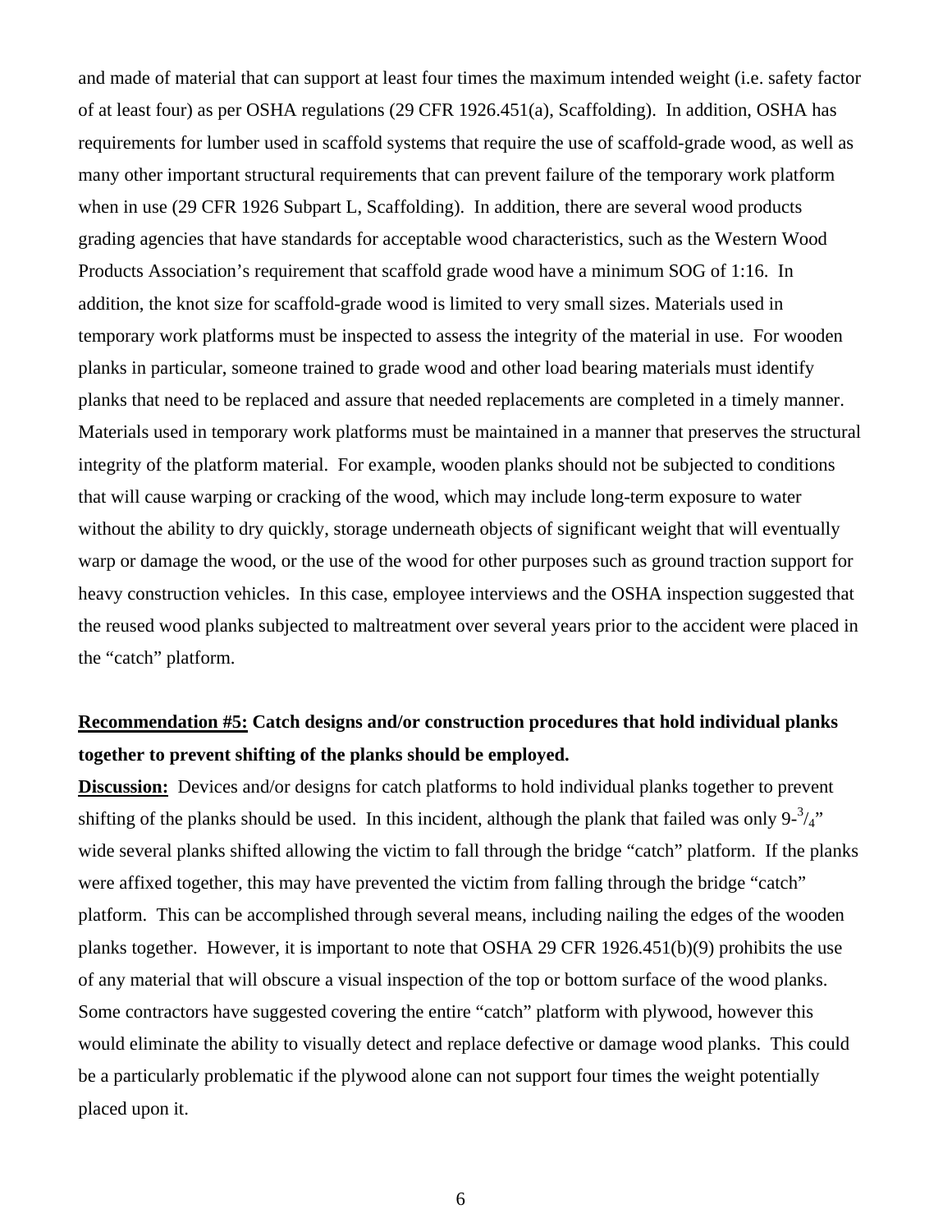and made of material that can support at least four times the maximum intended weight (i.e. safety factor of at least four) as per OSHA regulations (29 CFR 1926.451(a), Scaffolding). In addition, OSHA has requirements for lumber used in scaffold systems that require the use of scaffold-grade wood, as well as many other important structural requirements that can prevent failure of the temporary work platform when in use (29 CFR 1926 Subpart L, Scaffolding). In addition, there are several wood products grading agencies that have standards for acceptable wood characteristics, such as the Western Wood Products Association's requirement that scaffold grade wood have a minimum SOG of 1:16. In addition, the knot size for scaffold-grade wood is limited to very small sizes. Materials used in temporary work platforms must be inspected to assess the integrity of the material in use. For wooden planks in particular, someone trained to grade wood and other load bearing materials must identify planks that need to be replaced and assure that needed replacements are completed in a timely manner. Materials used in temporary work platforms must be maintained in a manner that preserves the structural integrity of the platform material. For example, wooden planks should not be subjected to conditions that will cause warping or cracking of the wood, which may include long-term exposure to water without the ability to dry quickly, storage underneath objects of significant weight that will eventually warp or damage the wood, or the use of the wood for other purposes such as ground traction support for heavy construction vehicles. In this case, employee interviews and the OSHA inspection suggested that the reused wood planks subjected to maltreatment over several years prior to the accident were placed in the "catch" platform.

**Recommendation #5: Catch designs and/or construction procedures that hold individual planks together to prevent shifting of the planks should be employed.**

**Discussion:** Devices and/or designs for catch platforms to hold individual planks together to prevent shifting of the planks should be used. In this incident, although the plank that failed was only 9-$^{3}/_{4}$" wide several planks shifted allowing the victim to fall through the bridge "catch" platform. If the planks were affixed together, this may have prevented the victim from falling through the bridge "catch" platform. This can be accomplished through several means, including nailing the edges of the wooden planks together. However, it is important to note that OSHA 29 CFR 1926.451(b)(9) prohibits the use of any material that will obscure a visual inspection of the top or bottom surface of the wood planks. Some contractors have suggested covering the entire "catch" platform with plywood, however this would eliminate the ability to visually detect and replace defective or damage wood planks. This could be a particularly problematic if the plywood alone can not support four times the weight potentially placed upon it.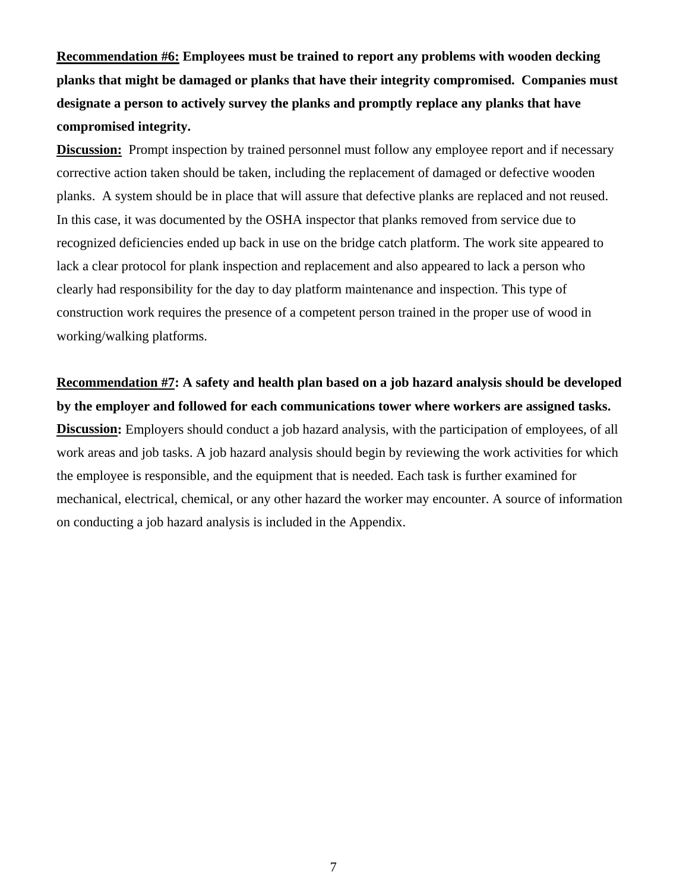<u>**Recommendation #6:**</u> **Employees must be trained to report any problems with wooden decking planks that might be damaged or planks that have their integrity compromised. Companies must designate a person to actively survey the planks and promptly replace any planks that have compromised integrity.**

<u>**Discussion:**</u> Prompt inspection by trained personnel must follow any employee report and if necessary corrective action taken should be taken, including the replacement of damaged or defective wooden planks. A system should be in place that will assure that defective planks are replaced and not reused. In this case, it was documented by the OSHA inspector that planks removed from service due to recognized deficiencies ended up back in use on the bridge catch platform. The work site appeared to lack a clear protocol for plank inspection and replacement and also appeared to lack a person who clearly had responsibility for the day to day platform maintenance and inspection. This type of construction work requires the presence of a competent person trained in the proper use of wood in working/walking platforms.

<u>**Recommendation #7**</u>**: A safety and health plan based on a job hazard analysis should be developed by the employer and followed for each communications tower where workers are assigned tasks.**

<u>**Discussion**</u>**:** Employers should conduct a job hazard analysis, with the participation of employees, of all work areas and job tasks. A job hazard analysis should begin by reviewing the work activities for which the employee is responsible, and the equipment that is needed. Each task is further examined for mechanical, electrical, chemical, or any other hazard the worker may encounter. A source of information on conducting a job hazard analysis is included in the Appendix.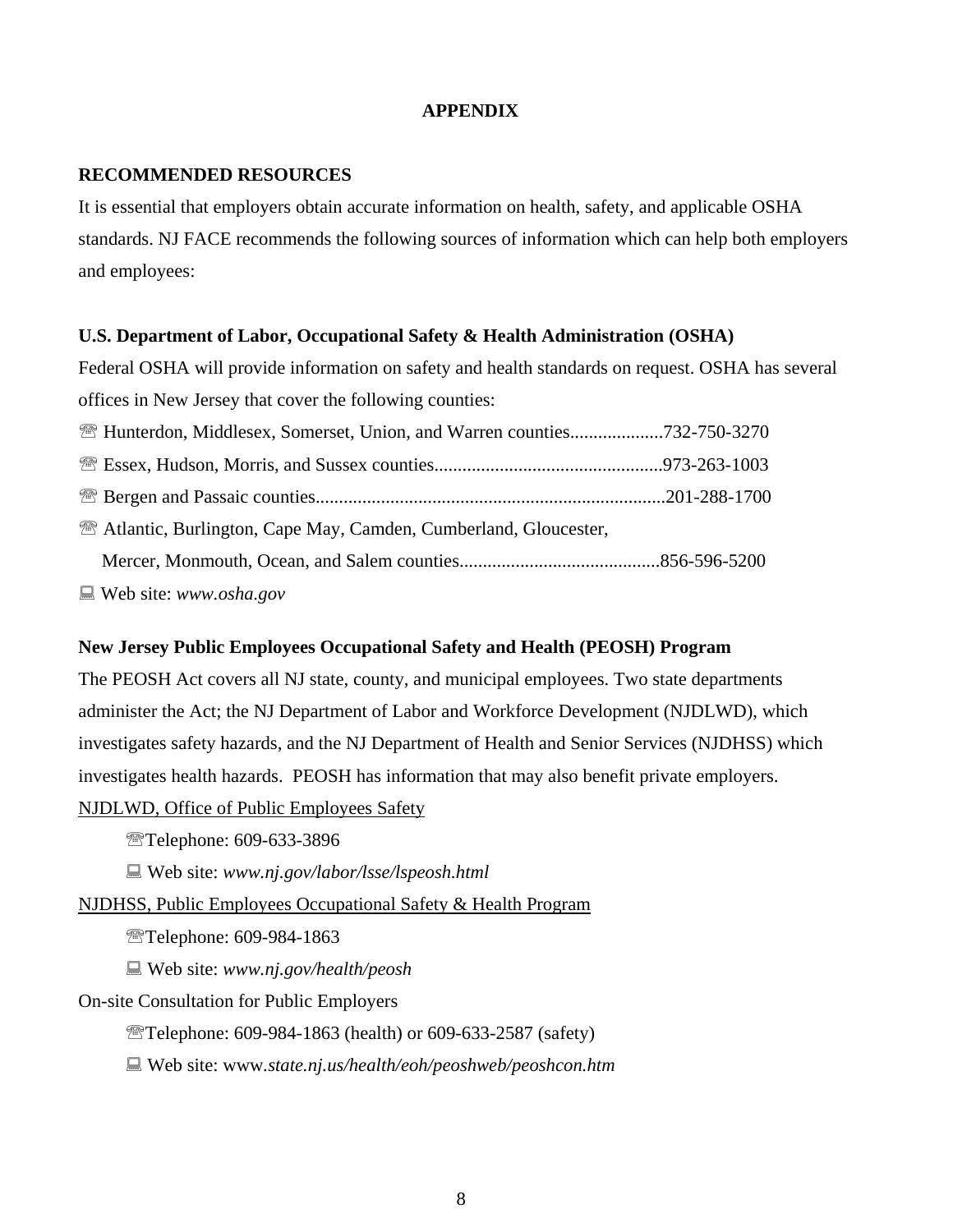# APPENDIX

## RECOMMENDED RESOURCES

It is essential that employers obtain accurate information on health, safety, and applicable OSHA standards. NJ FACE recommends the following sources of information which can help both employers and employees:

### U.S. Department of Labor, Occupational Safety & Health Administration (OSHA)

Federal OSHA will provide information on safety and health standards on request. OSHA has several offices in New Jersey that cover the following counties:

☏ Hunterdon, Middlesex, Somerset, Union, and Warren counties....................732-750-3270

☏ Essex, Hudson, Morris, and Sussex counties.................................................973-263-1003

☏ Bergen and Passaic counties...........................................................................201-288-1700

☏ Atlantic, Burlington, Cape May, Camden, Cumberland, Gloucester,
Mercer, Monmouth, Ocean, and Salem counties...........................................856-596-5200

💻 Web site: *www.osha.gov*

### New Jersey Public Employees Occupational Safety and Health (PEOSH) Program

The PEOSH Act covers all NJ state, county, and municipal employees. Two state departments administer the Act; the NJ Department of Labor and Workforce Development (NJDLWD), which investigates safety hazards, and the NJ Department of Health and Senior Services (NJDHSS) which investigates health hazards. PEOSH has information that may also benefit private employers.

<u>NJDLWD, Office of Public Employees Safety</u>

☏Telephone: 609-633-3896

💻 Web site: *www.nj.gov/labor/lsse/lspeosh.html*

<u>NJDHSS, Public Employees Occupational Safety & Health Program</u>

☏Telephone: 609-984-1863

💻 Web site: *www.nj.gov/health/peosh*

On-site Consultation for Public Employers

☏Telephone: 609-984-1863 (health) or 609-633-2587 (safety)

💻 Web site: www.*state.nj.us/health/eoh/peoshweb/peoshcon.htm*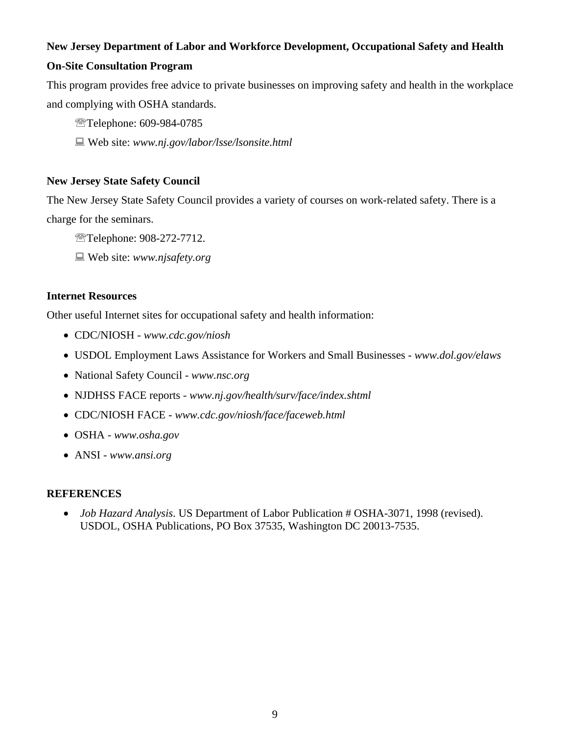**New Jersey Department of Labor and Workforce Development, Occupational Safety and Health On-Site Consultation Program**

This program provides free advice to private businesses on improving safety and health in the workplace and complying with OSHA standards.

☏Telephone: 609-984-0785

💻 Web site: *www.nj.gov/labor/lsse/lsonsite.html*

**New Jersey State Safety Council**

The New Jersey State Safety Council provides a variety of courses on work-related safety. There is a charge for the seminars.

☏Telephone: 908-272-7712.

💻 Web site: *www.njsafety.org*

**Internet Resources**

Other useful Internet sites for occupational safety and health information:

- CDC/NIOSH - *www.cdc.gov/niosh*
- USDOL Employment Laws Assistance for Workers and Small Businesses - *www.dol.gov/elaws*
- National Safety Council - *www.nsc.org*
- NJDHSS FACE reports - *www.nj.gov/health/surv/face/index.shtml*
- CDC/NIOSH FACE - *www.cdc.gov/niosh/face/faceweb.html*
- OSHA - *www.osha.gov*
- ANSI - *www.ansi.org*

**REFERENCES**

- *Job Hazard Analysis*. US Department of Labor Publication # OSHA-3071, 1998 (revised). USDOL, OSHA Publications, PO Box 37535, Washington DC 20013-7535.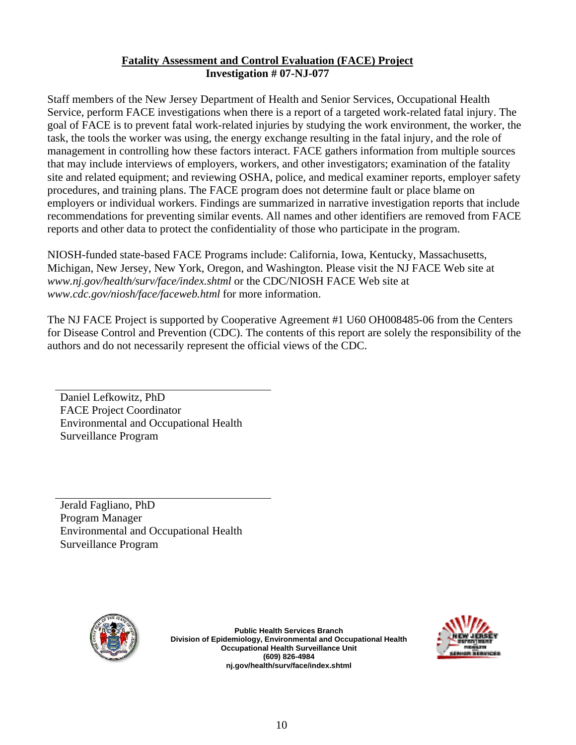**<u>Fatality Assessment and Control Evaluation (FACE) Project</u>**
**Investigation # 07-NJ-077**

Staff members of the New Jersey Department of Health and Senior Services, Occupational Health Service, perform FACE investigations when there is a report of a targeted work-related fatal injury. The goal of FACE is to prevent fatal work-related injuries by studying the work environment, the worker, the task, the tools the worker was using, the energy exchange resulting in the fatal injury, and the role of management in controlling how these factors interact. FACE gathers information from multiple sources that may include interviews of employers, workers, and other investigators; examination of the fatality site and related equipment; and reviewing OSHA, police, and medical examiner reports, employer safety procedures, and training plans. The FACE program does not determine fault or place blame on employers or individual workers. Findings are summarized in narrative investigation reports that include recommendations for preventing similar events. All names and other identifiers are removed from FACE reports and other data to protect the confidentiality of those who participate in the program.

NIOSH-funded state-based FACE Programs include: California, Iowa, Kentucky, Massachusetts, Michigan, New Jersey, New York, Oregon, and Washington. Please visit the NJ FACE Web site at *www.nj.gov/health/surv/face/index.shtml* or the CDC/NIOSH FACE Web site at *www.cdc.gov/niosh/face/faceweb.html* for more information.

The NJ FACE Project is supported by Cooperative Agreement #1 U60 OH008485-06 from the Centers for Disease Control and Prevention (CDC). The contents of this report are solely the responsibility of the authors and do not necessarily represent the official views of the CDC.

Daniel Lefkowitz, PhD
FACE Project Coordinator
Environmental and Occupational Health
Surveillance Program

Jerald Fagliano, PhD
Program Manager
Environmental and Occupational Health
Surveillance Program

**Public Health Services Branch**
**Division of Epidemiology, Environmental and Occupational Health**
**Occupational Health Surveillance Unit**
**(609) 826-4984**
**nj.gov/health/surv/face/index.shtml**